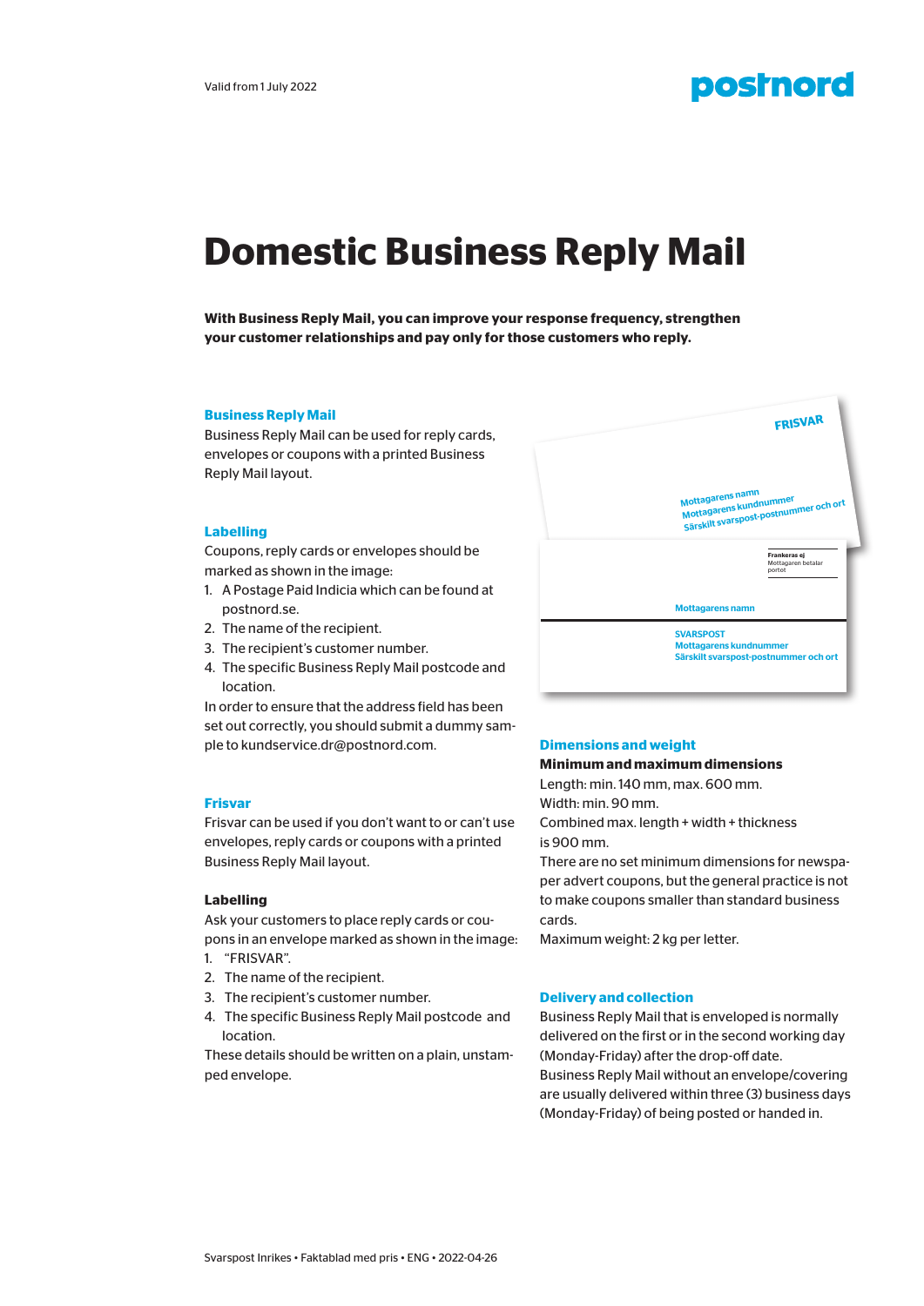Valid from 1 July 2022

# Domestic Business Reply Mail

**With Business Reply Mail, you can improve your response frequency, strengthen your customer relationships and pay only for those customers who reply.**

## Business Reply Mail

Business Reply Mail can be used for reply cards, envelopes or coupons with a printed Business Reply Mail layout.

## Labelling

Coupons, reply cards or envelopes should be marked as shown in the image:

1. A Postage Paid Indicia which can be found at postnord.se.
2. The name of the recipient.
3. The recipient's customer number.
4. The specific Business Reply Mail postcode and location.

In order to ensure that the address field has been set out correctly, you should submit a dummy sample to kundservice.dr@postnord.com.

## Frisvar

Frisvar can be used if you don't want to or can't use envelopes, reply cards or coupons with a printed Business Reply Mail layout.

### Labelling

Ask your customers to place reply cards or coupons in an envelope marked as shown in the image:

1. "FRISVAR".
2. The name of the recipient.
3. The recipient's customer number.
4. The specific Business Reply Mail postcode and location.

These details should be written on a plain, unstamped envelope.

## Dimensions and weight

**Minimum and maximum dimensions**

Length: min. 140 mm, max. 600 mm.
Width: min. 90 mm.
Combined max. length + width + thickness is 900 mm.
There are no set minimum dimensions for newspaper advert coupons, but the general practice is not to make coupons smaller than standard business cards.
Maximum weight: 2 kg per letter.

## Delivery and collection

Business Reply Mail that is enveloped is normally delivered on the first or in the second working day (Monday-Friday) after the drop-off date.
Business Reply Mail without an envelope/covering are usually delivered within three (3) business days (Monday-Friday) of being posted or handed in.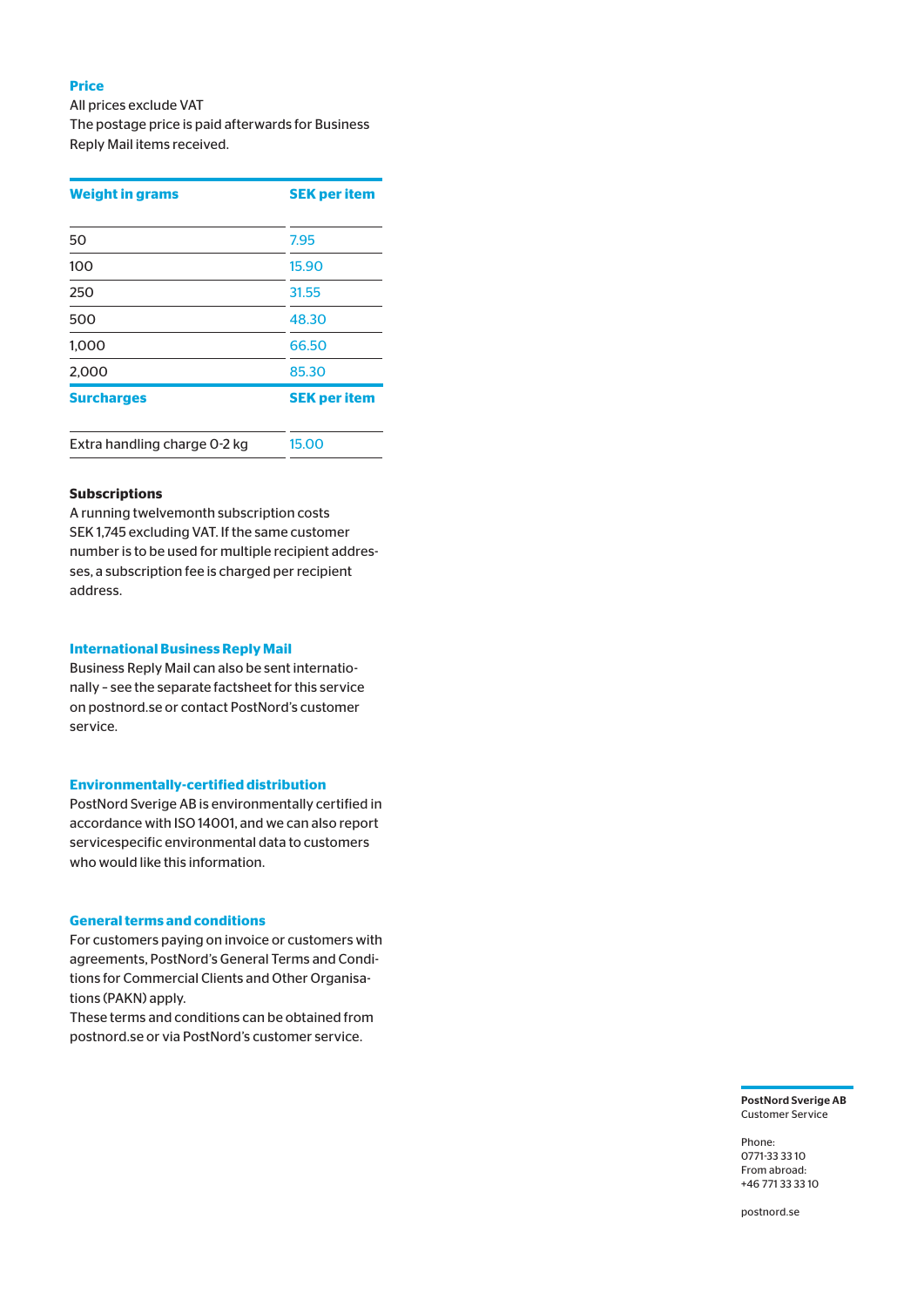## Price

All prices exclude VAT
The postage price is paid afterwards for Business Reply Mail items received.

| Weight in grams | SEK per item |
|---|---|
| 50 | 7.95 |
| 100 | 15.90 |
| 250 | 31.55 |
| 500 | 48.30 |
| 1,000 | 66.50 |
| 2,000 | 85.30 |
| **Surcharges** | **SEK per item** |
| Extra handling charge 0-2 kg | 15.00 |

**Subscriptions**

A running twelvemonth subscription costs SEK 1,745 excluding VAT. If the same customer number is to be used for multiple recipient addresses, a subscription fee is charged per recipient address.

## International Business Reply Mail

Business Reply Mail can also be sent internationally – see the separate factsheet for this service on postnord.se or contact PostNord's customer service.

## Environmentally-certified distribution

PostNord Sverige AB is environmentally certified in accordance with ISO 14001, and we can also report servicespecific environmental data to customers who would like this information.

## General terms and conditions

For customers paying on invoice or customers with agreements, PostNord's General Terms and Conditions for Commercial Clients and Other Organisations (PAKN) apply.
These terms and conditions can be obtained from postnord.se or via PostNord's customer service.

**PostNord Sverige AB**
Customer Service

Phone:
0771-33 33 10
From abroad:
+46 771 33 33 10

postnord.se